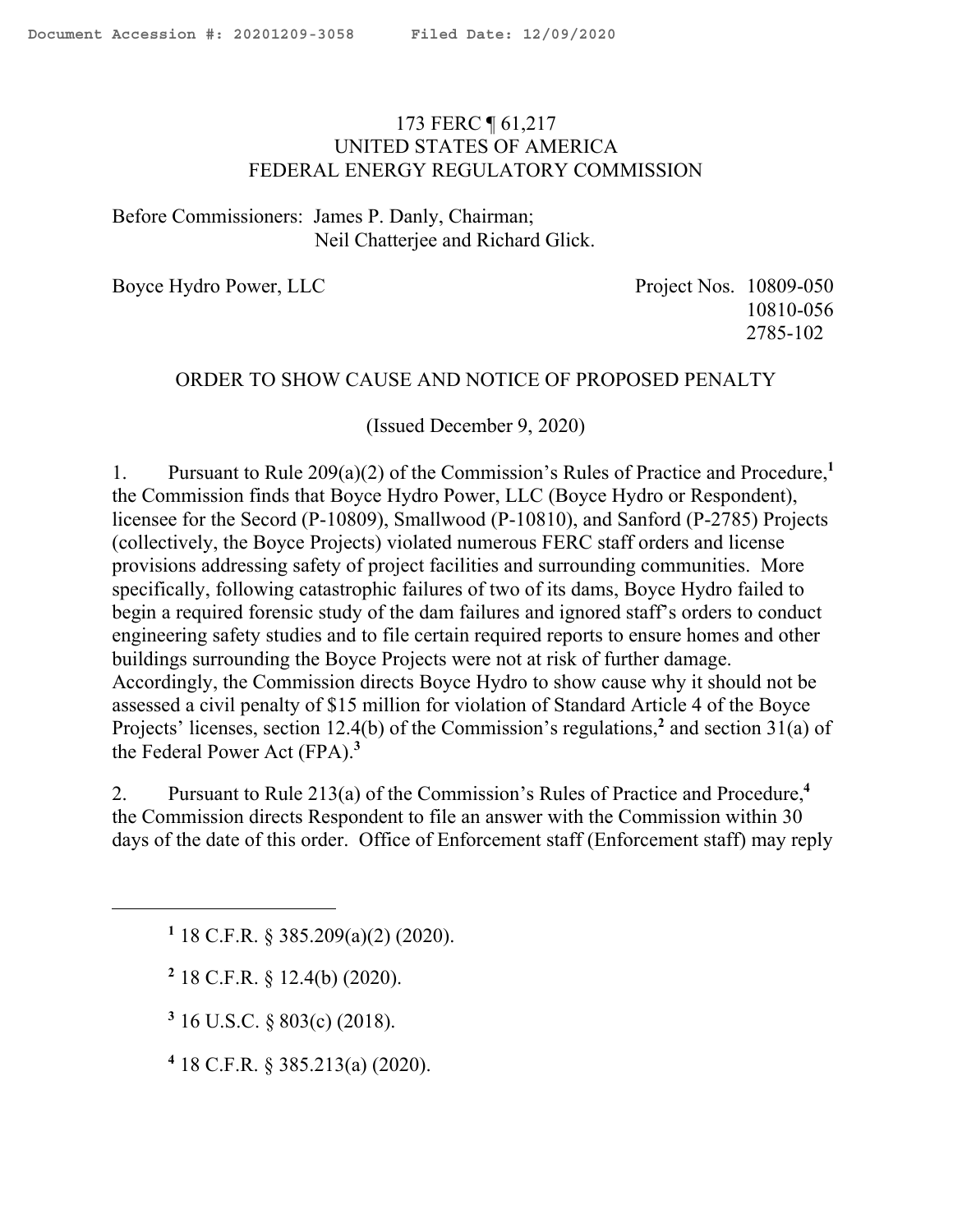173 FERC ¶ 61,217
UNITED STATES OF AMERICA
FEDERAL ENERGY REGULATORY COMMISSION

Before Commissioners: James P. Danly, Chairman;
Neil Chatterjee and Richard Glick.

Boyce Hydro Power, LLC — Project Nos. 10809-050, 10810-056, 2785-102

ORDER TO SHOW CAUSE AND NOTICE OF PROPOSED PENALTY

(Issued December 9, 2020)

1. Pursuant to Rule 209(a)(2) of the Commission's Rules of Practice and Procedure,[1] the Commission finds that Boyce Hydro Power, LLC (Boyce Hydro or Respondent), licensee for the Secord (P-10809), Smallwood (P-10810), and Sanford (P-2785) Projects (collectively, the Boyce Projects) violated numerous FERC staff orders and license provisions addressing safety of project facilities and surrounding communities. More specifically, following catastrophic failures of two of its dams, Boyce Hydro failed to begin a required forensic study of the dam failures and ignored staff's orders to conduct engineering safety studies and to file certain required reports to ensure homes and other buildings surrounding the Boyce Projects were not at risk of further damage. Accordingly, the Commission directs Boyce Hydro to show cause why it should not be assessed a civil penalty of $15 million for violation of Standard Article 4 of the Boyce Projects' licenses, section 12.4(b) of the Commission's regulations,[2] and section 31(a) of the Federal Power Act (FPA).[3]

2. Pursuant to Rule 213(a) of the Commission's Rules of Practice and Procedure,[4] the Commission directs Respondent to file an answer with the Commission within 30 days of the date of this order. Office of Enforcement staff (Enforcement staff) may reply

---

[1] 18 C.F.R. § 385.209(a)(2) (2020).

[2] 18 C.F.R. § 12.4(b) (2020).

[3] 16 U.S.C. § 803(c) (2018).

[4] 18 C.F.R. § 385.213(a) (2020).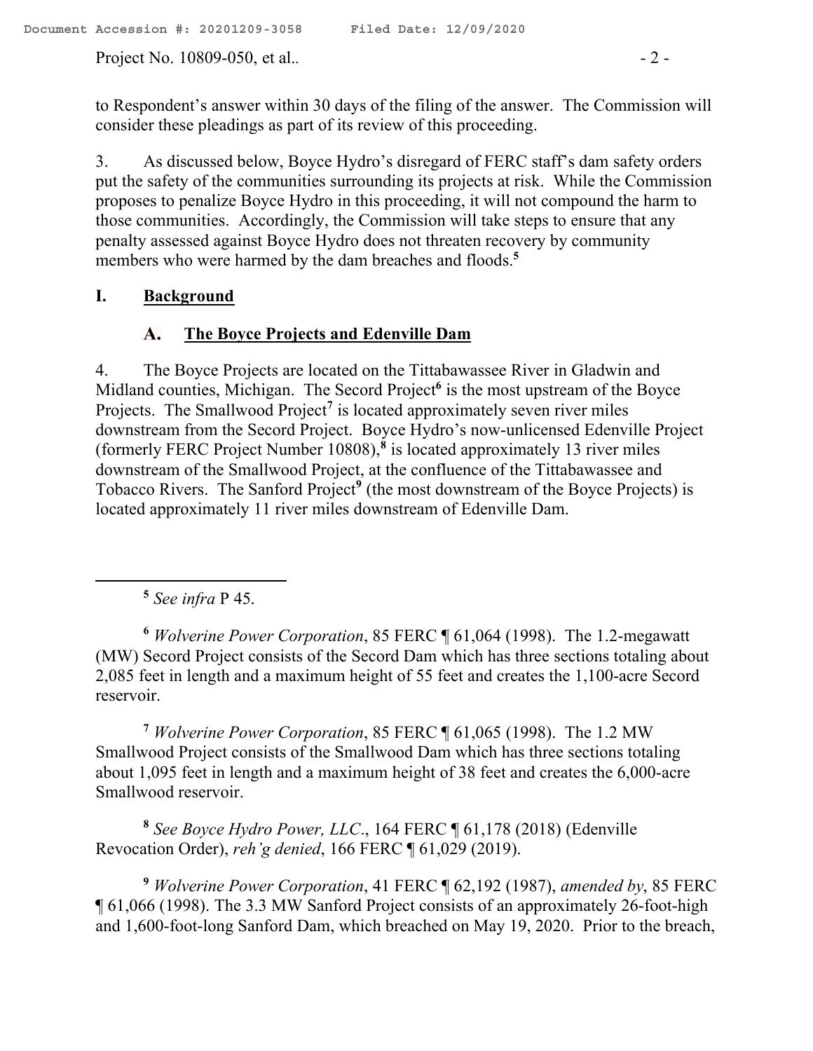to Respondent's answer within 30 days of the filing of the answer. The Commission will consider these pleadings as part of its review of this proceeding.

3. As discussed below, Boyce Hydro's disregard of FERC staff's dam safety orders put the safety of the communities surrounding its projects at risk. While the Commission proposes to penalize Boyce Hydro in this proceeding, it will not compound the harm to those communities. Accordingly, the Commission will take steps to ensure that any penalty assessed against Boyce Hydro does not threaten recovery by community members who were harmed by the dam breaches and floods.[5]

## I. Background

### A. The Boyce Projects and Edenville Dam

4. The Boyce Projects are located on the Tittabawassee River in Gladwin and Midland counties, Michigan. The Secord Project[6] is the most upstream of the Boyce Projects. The Smallwood Project[7] is located approximately seven river miles downstream from the Secord Project. Boyce Hydro's now-unlicensed Edenville Project (formerly FERC Project Number 10808),[8] is located approximately 13 river miles downstream of the Smallwood Project, at the confluence of the Tittabawassee and Tobacco Rivers. The Sanford Project[9] (the most downstream of the Boyce Projects) is located approximately 11 river miles downstream of Edenville Dam.

---

[5] *See infra* P 45.

[6] *Wolverine Power Corporation*, 85 FERC ¶ 61,064 (1998). The 1.2-megawatt (MW) Secord Project consists of the Secord Dam which has three sections totaling about 2,085 feet in length and a maximum height of 55 feet and creates the 1,100-acre Secord reservoir.

[7] *Wolverine Power Corporation*, 85 FERC ¶ 61,065 (1998). The 1.2 MW Smallwood Project consists of the Smallwood Dam which has three sections totaling about 1,095 feet in length and a maximum height of 38 feet and creates the 6,000-acre Smallwood reservoir.

[8] *See Boyce Hydro Power, LLC*., 164 FERC ¶ 61,178 (2018) (Edenville Revocation Order), *reh'g denied*, 166 FERC ¶ 61,029 (2019).

[9] *Wolverine Power Corporation*, 41 FERC ¶ 62,192 (1987), *amended by*, 85 FERC ¶ 61,066 (1998). The 3.3 MW Sanford Project consists of an approximately 26-foot-high and 1,600-foot-long Sanford Dam, which breached on May 19, 2020. Prior to the breach,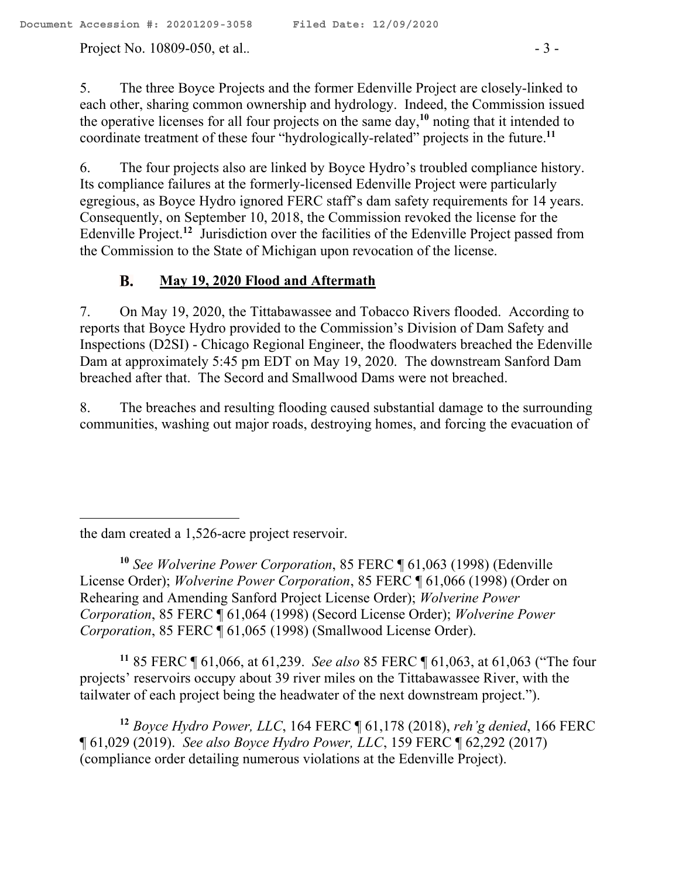5. The three Boyce Projects and the former Edenville Project are closely-linked to each other, sharing common ownership and hydrology. Indeed, the Commission issued the operative licenses for all four projects on the same day,[10] noting that it intended to coordinate treatment of these four "hydrologically-related" projects in the future.[11]

6. The four projects also are linked by Boyce Hydro's troubled compliance history. Its compliance failures at the formerly-licensed Edenville Project were particularly egregious, as Boyce Hydro ignored FERC staff's dam safety requirements for 14 years. Consequently, on September 10, 2018, the Commission revoked the license for the Edenville Project.[12] Jurisdiction over the facilities of the Edenville Project passed from the Commission to the State of Michigan upon revocation of the license.

### B. May 19, 2020 Flood and Aftermath

7. On May 19, 2020, the Tittabawassee and Tobacco Rivers flooded. According to reports that Boyce Hydro provided to the Commission's Division of Dam Safety and Inspections (D2SI) - Chicago Regional Engineer, the floodwaters breached the Edenville Dam at approximately 5:45 pm EDT on May 19, 2020. The downstream Sanford Dam breached after that. The Secord and Smallwood Dams were not breached.

8. The breaches and resulting flooding caused substantial damage to the surrounding communities, washing out major roads, destroying homes, and forcing the evacuation of

---

the dam created a 1,526-acre project reservoir.

[10] *See Wolverine Power Corporation*, 85 FERC ¶ 61,063 (1998) (Edenville License Order); *Wolverine Power Corporation*, 85 FERC ¶ 61,066 (1998) (Order on Rehearing and Amending Sanford Project License Order); *Wolverine Power Corporation*, 85 FERC ¶ 61,064 (1998) (Secord License Order); *Wolverine Power Corporation*, 85 FERC ¶ 61,065 (1998) (Smallwood License Order).

[11] 85 FERC ¶ 61,066, at 61,239. *See also* 85 FERC ¶ 61,063, at 61,063 ("The four projects' reservoirs occupy about 39 river miles on the Tittabawassee River, with the tailwater of each project being the headwater of the next downstream project.").

[12] *Boyce Hydro Power, LLC*, 164 FERC ¶ 61,178 (2018), *reh'g denied*, 166 FERC ¶ 61,029 (2019). *See also Boyce Hydro Power, LLC*, 159 FERC ¶ 62,292 (2017) (compliance order detailing numerous violations at the Edenville Project).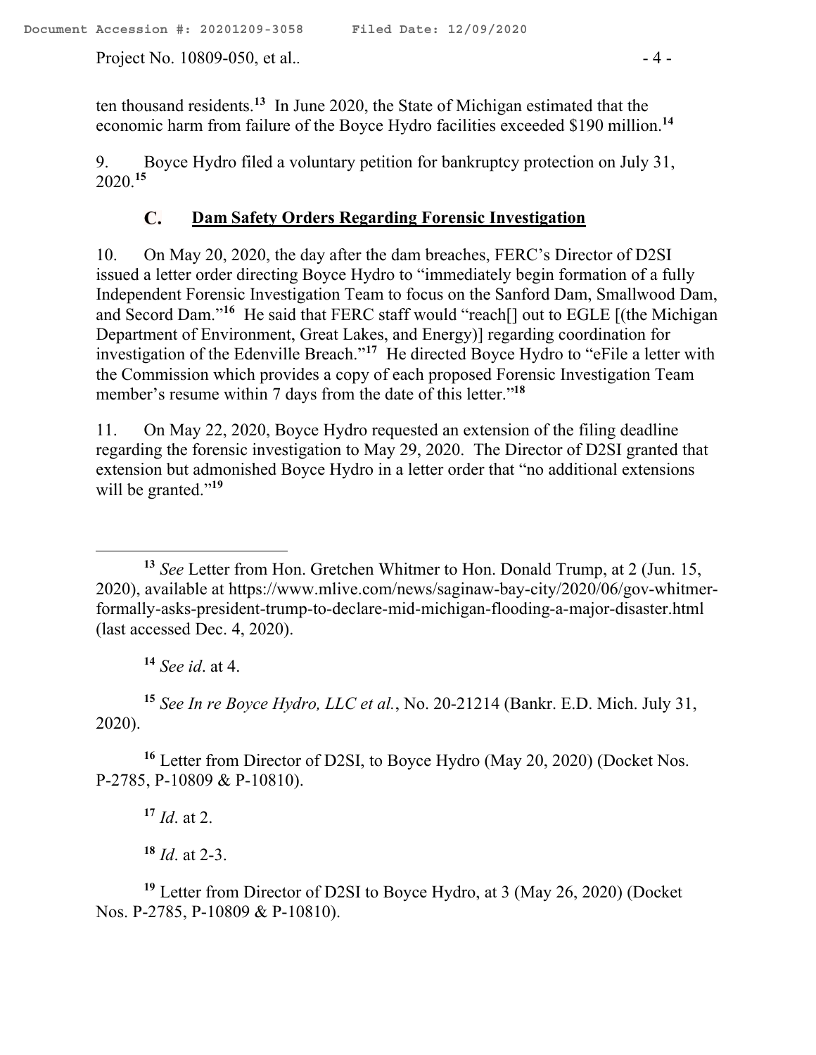ten thousand residents.[13] In June 2020, the State of Michigan estimated that the economic harm from failure of the Boyce Hydro facilities exceeded $190 million.[14]

9. Boyce Hydro filed a voluntary petition for bankruptcy protection on July 31, 2020.[15]

### C. Dam Safety Orders Regarding Forensic Investigation

10. On May 20, 2020, the day after the dam breaches, FERC's Director of D2SI issued a letter order directing Boyce Hydro to "immediately begin formation of a fully Independent Forensic Investigation Team to focus on the Sanford Dam, Smallwood Dam, and Secord Dam."[16] He said that FERC staff would "reach[] out to EGLE [(the Michigan Department of Environment, Great Lakes, and Energy)] regarding coordination for investigation of the Edenville Breach."[17] He directed Boyce Hydro to "eFile a letter with the Commission which provides a copy of each proposed Forensic Investigation Team member's resume within 7 days from the date of this letter."[18]

11. On May 22, 2020, Boyce Hydro requested an extension of the filing deadline regarding the forensic investigation to May 29, 2020. The Director of D2SI granted that extension but admonished Boyce Hydro in a letter order that "no additional extensions will be granted."[19]

---

[13] *See* Letter from Hon. Gretchen Whitmer to Hon. Donald Trump, at 2 (Jun. 15, 2020), available at https://www.mlive.com/news/saginaw-bay-city/2020/06/gov-whitmer-formally-asks-president-trump-to-declare-mid-michigan-flooding-a-major-disaster.html (last accessed Dec. 4, 2020).

[14] *See id*. at 4.

[15] *See In re Boyce Hydro, LLC et al.*, No. 20-21214 (Bankr. E.D. Mich. July 31, 2020).

[16] Letter from Director of D2SI, to Boyce Hydro (May 20, 2020) (Docket Nos. P-2785, P-10809 & P-10810).

[17] *Id*. at 2.

[18] *Id*. at 2-3.

[19] Letter from Director of D2SI to Boyce Hydro, at 3 (May 26, 2020) (Docket Nos. P-2785, P-10809 & P-10810).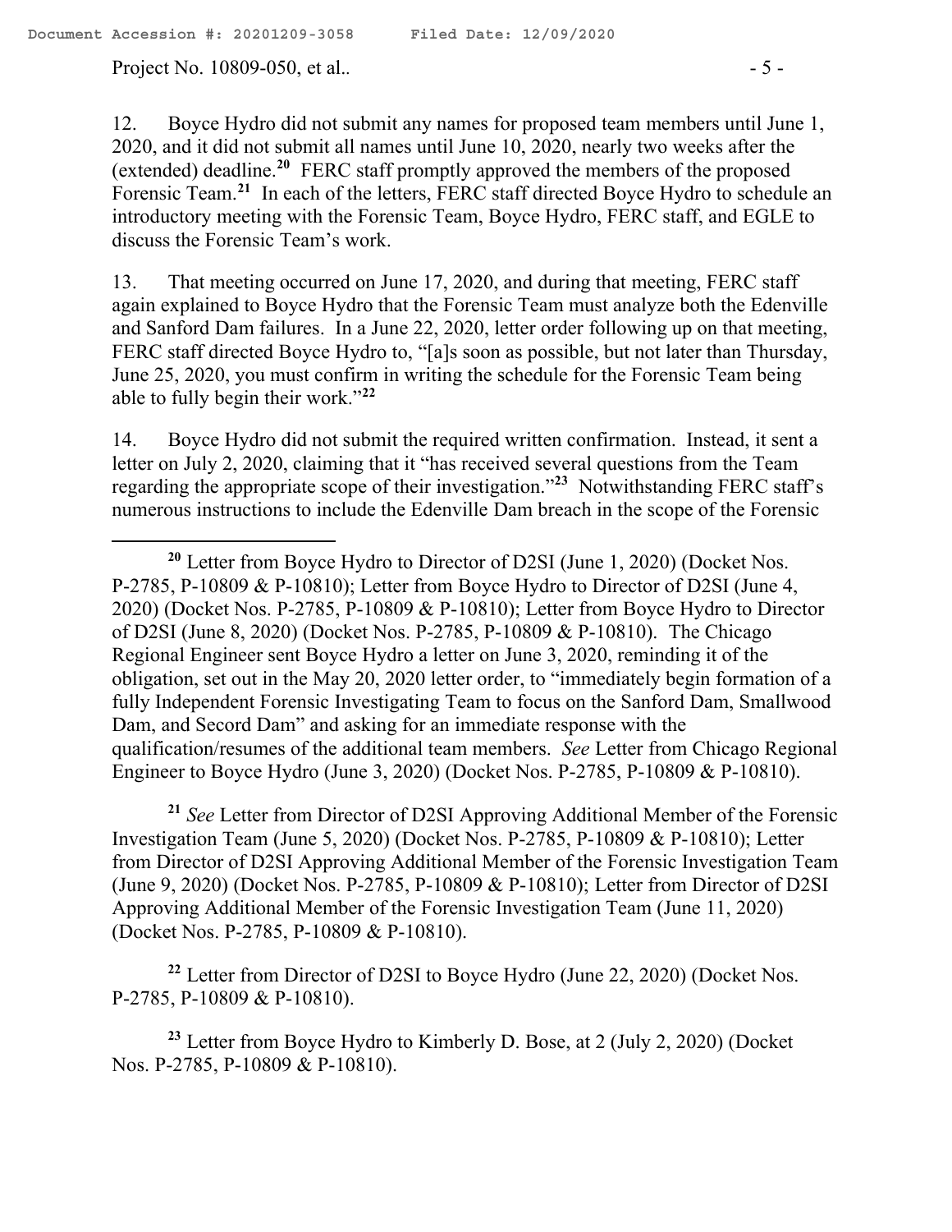12. Boyce Hydro did not submit any names for proposed team members until June 1, 2020, and it did not submit all names until June 10, 2020, nearly two weeks after the (extended) deadline.[20] FERC staff promptly approved the members of the proposed Forensic Team.[21] In each of the letters, FERC staff directed Boyce Hydro to schedule an introductory meeting with the Forensic Team, Boyce Hydro, FERC staff, and EGLE to discuss the Forensic Team's work.

13. That meeting occurred on June 17, 2020, and during that meeting, FERC staff again explained to Boyce Hydro that the Forensic Team must analyze both the Edenville and Sanford Dam failures. In a June 22, 2020, letter order following up on that meeting, FERC staff directed Boyce Hydro to, "[a]s soon as possible, but not later than Thursday, June 25, 2020, you must confirm in writing the schedule for the Forensic Team being able to fully begin their work."[22]

14. Boyce Hydro did not submit the required written confirmation. Instead, it sent a letter on July 2, 2020, claiming that it "has received several questions from the Team regarding the appropriate scope of their investigation."[23] Notwithstanding FERC staff's numerous instructions to include the Edenville Dam breach in the scope of the Forensic

---

[20] Letter from Boyce Hydro to Director of D2SI (June 1, 2020) (Docket Nos. P-2785, P-10809 & P-10810); Letter from Boyce Hydro to Director of D2SI (June 4, 2020) (Docket Nos. P-2785, P-10809 & P-10810); Letter from Boyce Hydro to Director of D2SI (June 8, 2020) (Docket Nos. P-2785, P-10809 & P-10810). The Chicago Regional Engineer sent Boyce Hydro a letter on June 3, 2020, reminding it of the obligation, set out in the May 20, 2020 letter order, to "immediately begin formation of a fully Independent Forensic Investigating Team to focus on the Sanford Dam, Smallwood Dam, and Secord Dam" and asking for an immediate response with the qualification/resumes of the additional team members. *See* Letter from Chicago Regional Engineer to Boyce Hydro (June 3, 2020) (Docket Nos. P-2785, P-10809 & P-10810).

[21] *See* Letter from Director of D2SI Approving Additional Member of the Forensic Investigation Team (June 5, 2020) (Docket Nos. P-2785, P-10809 & P-10810); Letter from Director of D2SI Approving Additional Member of the Forensic Investigation Team (June 9, 2020) (Docket Nos. P-2785, P-10809 & P-10810); Letter from Director of D2SI Approving Additional Member of the Forensic Investigation Team (June 11, 2020) (Docket Nos. P-2785, P-10809 & P-10810).

[22] Letter from Director of D2SI to Boyce Hydro (June 22, 2020) (Docket Nos. P-2785, P-10809 & P-10810).

[23] Letter from Boyce Hydro to Kimberly D. Bose, at 2 (July 2, 2020) (Docket Nos. P-2785, P-10809 & P-10810).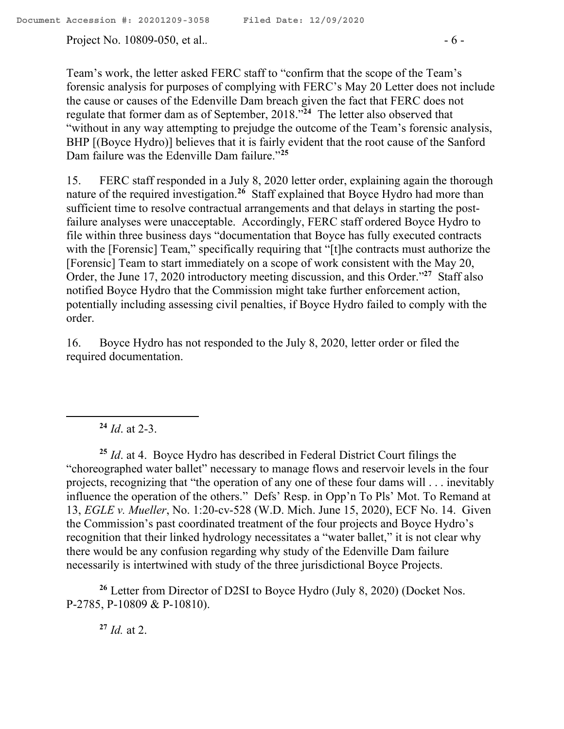Team's work, the letter asked FERC staff to "confirm that the scope of the Team's forensic analysis for purposes of complying with FERC's May 20 Letter does not include the cause or causes of the Edenville Dam breach given the fact that FERC does not regulate that former dam as of September, 2018."[24] The letter also observed that "without in any way attempting to prejudge the outcome of the Team's forensic analysis, BHP [(Boyce Hydro)] believes that it is fairly evident that the root cause of the Sanford Dam failure was the Edenville Dam failure."[25]

15. FERC staff responded in a July 8, 2020 letter order, explaining again the thorough nature of the required investigation.[26] Staff explained that Boyce Hydro had more than sufficient time to resolve contractual arrangements and that delays in starting the post-failure analyses were unacceptable. Accordingly, FERC staff ordered Boyce Hydro to file within three business days "documentation that Boyce has fully executed contracts with the [Forensic] Team," specifically requiring that "[t]he contracts must authorize the [Forensic] Team to start immediately on a scope of work consistent with the May 20, Order, the June 17, 2020 introductory meeting discussion, and this Order."[27] Staff also notified Boyce Hydro that the Commission might take further enforcement action, potentially including assessing civil penalties, if Boyce Hydro failed to comply with the order.

16. Boyce Hydro has not responded to the July 8, 2020, letter order or filed the required documentation.

---

[24] *Id*. at 2-3.

[25] *Id*. at 4. Boyce Hydro has described in Federal District Court filings the "choreographed water ballet" necessary to manage flows and reservoir levels in the four projects, recognizing that "the operation of any one of these four dams will . . . inevitably influence the operation of the others." Defs' Resp. in Opp'n To Pls' Mot. To Remand at 13, *EGLE v. Mueller*, No. 1:20-cv-528 (W.D. Mich. June 15, 2020), ECF No. 14. Given the Commission's past coordinated treatment of the four projects and Boyce Hydro's recognition that their linked hydrology necessitates a "water ballet," it is not clear why there would be any confusion regarding why study of the Edenville Dam failure necessarily is intertwined with study of the three jurisdictional Boyce Projects.

[26] Letter from Director of D2SI to Boyce Hydro (July 8, 2020) (Docket Nos. P-2785, P-10809 & P-10810).

[27] *Id.* at 2.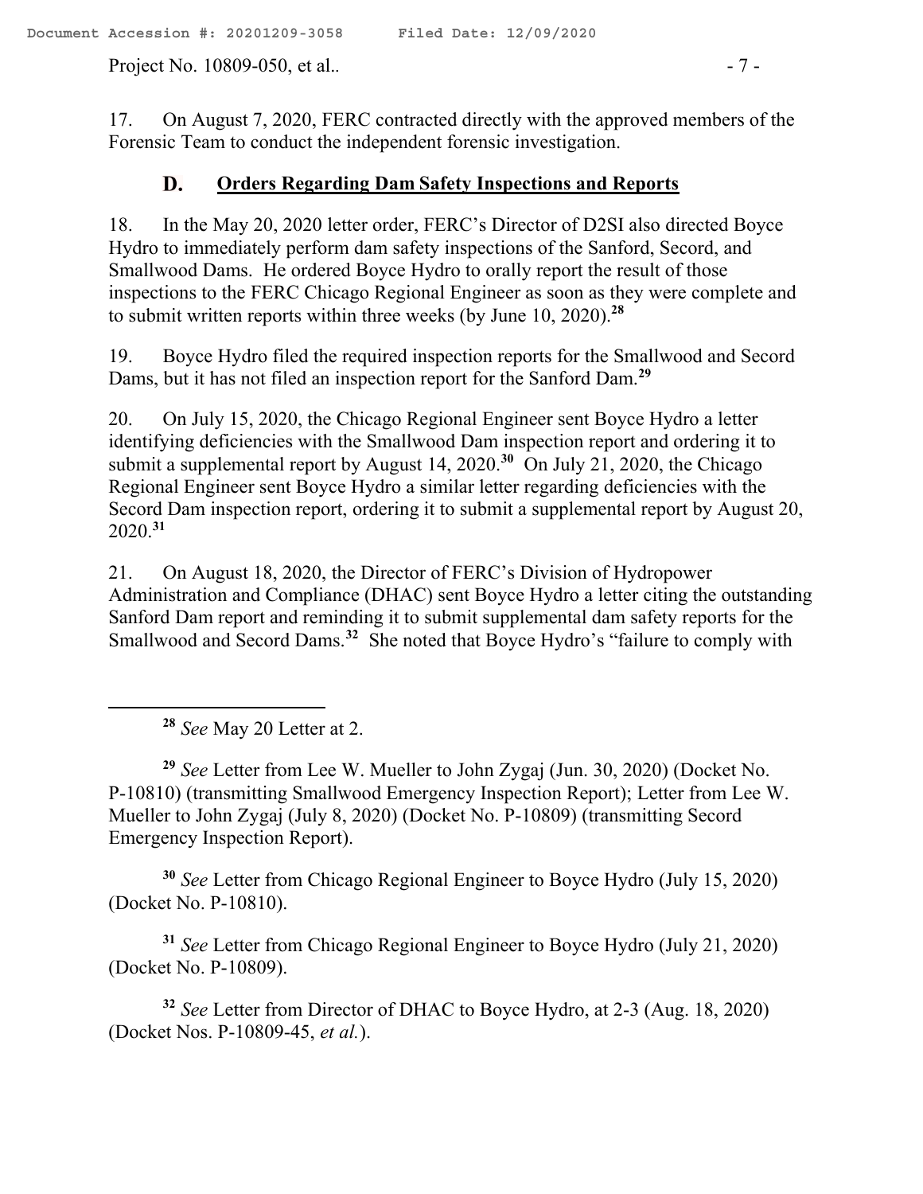17. On August 7, 2020, FERC contracted directly with the approved members of the Forensic Team to conduct the independent forensic investigation.

### D. Orders Regarding Dam Safety Inspections and Reports

18. In the May 20, 2020 letter order, FERC's Director of D2SI also directed Boyce Hydro to immediately perform dam safety inspections of the Sanford, Secord, and Smallwood Dams. He ordered Boyce Hydro to orally report the result of those inspections to the FERC Chicago Regional Engineer as soon as they were complete and to submit written reports within three weeks (by June 10, 2020).[28]

19. Boyce Hydro filed the required inspection reports for the Smallwood and Secord Dams, but it has not filed an inspection report for the Sanford Dam.[29]

20. On July 15, 2020, the Chicago Regional Engineer sent Boyce Hydro a letter identifying deficiencies with the Smallwood Dam inspection report and ordering it to submit a supplemental report by August 14, 2020.[30] On July 21, 2020, the Chicago Regional Engineer sent Boyce Hydro a similar letter regarding deficiencies with the Secord Dam inspection report, ordering it to submit a supplemental report by August 20, 2020.[31]

21. On August 18, 2020, the Director of FERC's Division of Hydropower Administration and Compliance (DHAC) sent Boyce Hydro a letter citing the outstanding Sanford Dam report and reminding it to submit supplemental dam safety reports for the Smallwood and Secord Dams.[32] She noted that Boyce Hydro's "failure to comply with

---

[28] *See* May 20 Letter at 2.

[29] *See* Letter from Lee W. Mueller to John Zygaj (Jun. 30, 2020) (Docket No. P-10810) (transmitting Smallwood Emergency Inspection Report); Letter from Lee W. Mueller to John Zygaj (July 8, 2020) (Docket No. P-10809) (transmitting Secord Emergency Inspection Report).

[30] *See* Letter from Chicago Regional Engineer to Boyce Hydro (July 15, 2020) (Docket No. P-10810).

[31] *See* Letter from Chicago Regional Engineer to Boyce Hydro (July 21, 2020) (Docket No. P-10809).

[32] *See* Letter from Director of DHAC to Boyce Hydro, at 2-3 (Aug. 18, 2020) (Docket Nos. P-10809-45, *et al.*).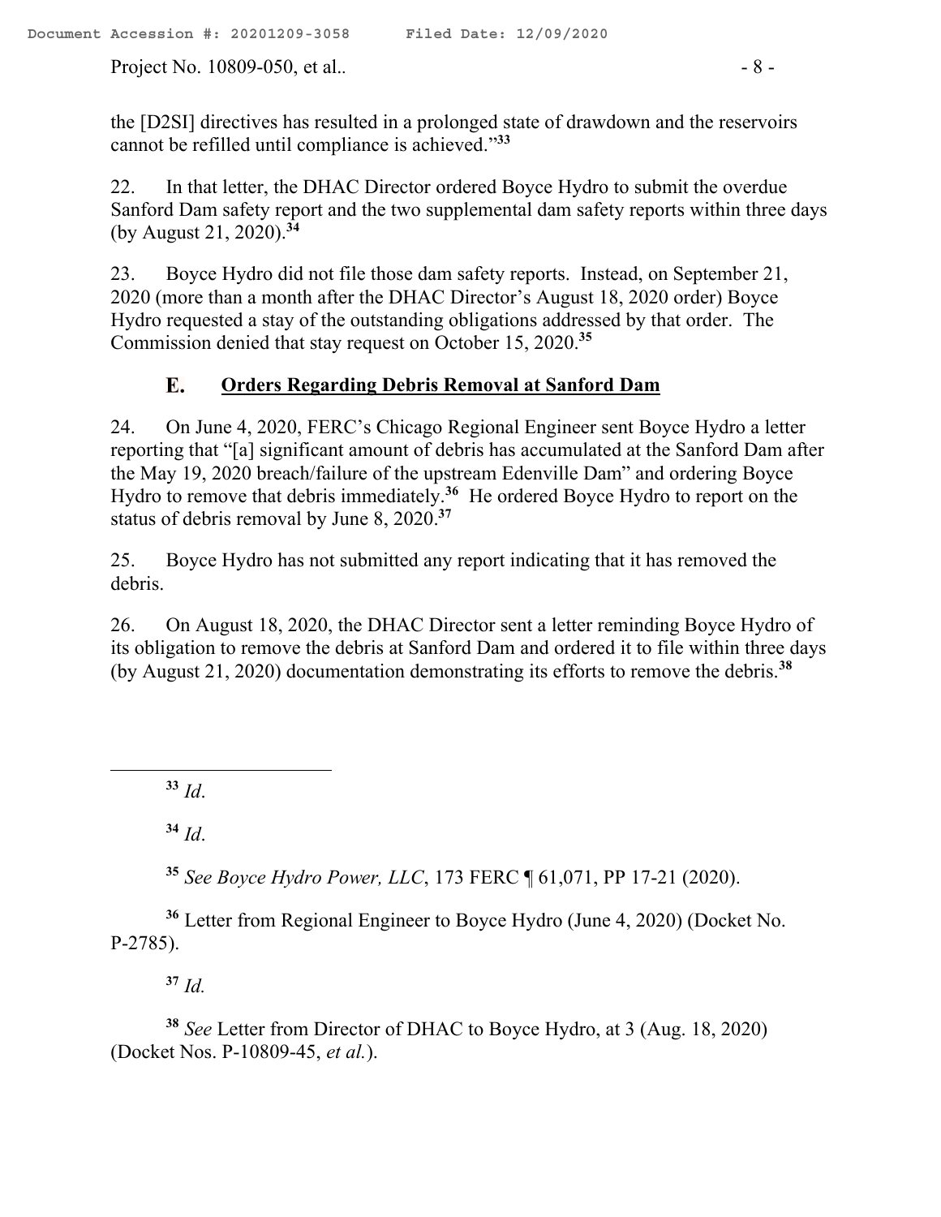the [D2SI] directives has resulted in a prolonged state of drawdown and the reservoirs cannot be refilled until compliance is achieved."[33]

22. In that letter, the DHAC Director ordered Boyce Hydro to submit the overdue Sanford Dam safety report and the two supplemental dam safety reports within three days (by August 21, 2020).[34]

23. Boyce Hydro did not file those dam safety reports. Instead, on September 21, 2020 (more than a month after the DHAC Director's August 18, 2020 order) Boyce Hydro requested a stay of the outstanding obligations addressed by that order. The Commission denied that stay request on October 15, 2020.[35]

### E. Orders Regarding Debris Removal at Sanford Dam

24. On June 4, 2020, FERC's Chicago Regional Engineer sent Boyce Hydro a letter reporting that "[a] significant amount of debris has accumulated at the Sanford Dam after the May 19, 2020 breach/failure of the upstream Edenville Dam" and ordering Boyce Hydro to remove that debris immediately.[36] He ordered Boyce Hydro to report on the status of debris removal by June 8, 2020.[37]

25. Boyce Hydro has not submitted any report indicating that it has removed the debris.

26. On August 18, 2020, the DHAC Director sent a letter reminding Boyce Hydro of its obligation to remove the debris at Sanford Dam and ordered it to file within three days (by August 21, 2020) documentation demonstrating its efforts to remove the debris.[38]

---

[33] *Id*.

[34] *Id*.

[35] *See Boyce Hydro Power, LLC*, 173 FERC ¶ 61,071, PP 17-21 (2020).

[36] Letter from Regional Engineer to Boyce Hydro (June 4, 2020) (Docket No. P-2785).

[37] *Id.*

[38] *See* Letter from Director of DHAC to Boyce Hydro, at 3 (Aug. 18, 2020) (Docket Nos. P-10809-45, *et al.*).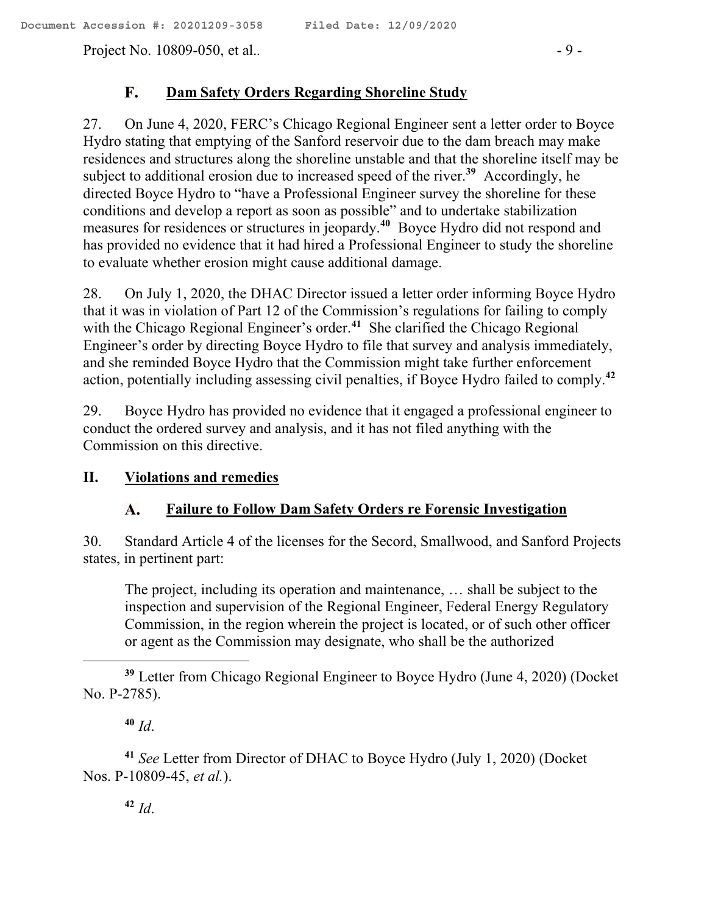### F. Dam Safety Orders Regarding Shoreline Study

27. On June 4, 2020, FERC's Chicago Regional Engineer sent a letter order to Boyce Hydro stating that emptying of the Sanford reservoir due to the dam breach may make residences and structures along the shoreline unstable and that the shoreline itself may be subject to additional erosion due to increased speed of the river.[39] Accordingly, he directed Boyce Hydro to "have a Professional Engineer survey the shoreline for these conditions and develop a report as soon as possible" and to undertake stabilization measures for residences or structures in jeopardy.[40] Boyce Hydro did not respond and has provided no evidence that it had hired a Professional Engineer to study the shoreline to evaluate whether erosion might cause additional damage.

28. On July 1, 2020, the DHAC Director issued a letter order informing Boyce Hydro that it was in violation of Part 12 of the Commission's regulations for failing to comply with the Chicago Regional Engineer's order.[41] She clarified the Chicago Regional Engineer's order by directing Boyce Hydro to file that survey and analysis immediately, and she reminded Boyce Hydro that the Commission might take further enforcement action, potentially including assessing civil penalties, if Boyce Hydro failed to comply.[42]

29. Boyce Hydro has provided no evidence that it engaged a professional engineer to conduct the ordered survey and analysis, and it has not filed anything with the Commission on this directive.

## II. Violations and remedies

### A. Failure to Follow Dam Safety Orders re Forensic Investigation

30. Standard Article 4 of the licenses for the Secord, Smallwood, and Sanford Projects states, in pertinent part:

> The project, including its operation and maintenance, … shall be subject to the inspection and supervision of the Regional Engineer, Federal Energy Regulatory Commission, in the region wherein the project is located, or of such other officer or agent as the Commission may designate, who shall be the authorized

---

[39] Letter from Chicago Regional Engineer to Boyce Hydro (June 4, 2020) (Docket No. P-2785).

[40] *Id*.

[41] *See* Letter from Director of DHAC to Boyce Hydro (July 1, 2020) (Docket Nos. P-10809-45, *et al.*).

[42] *Id*.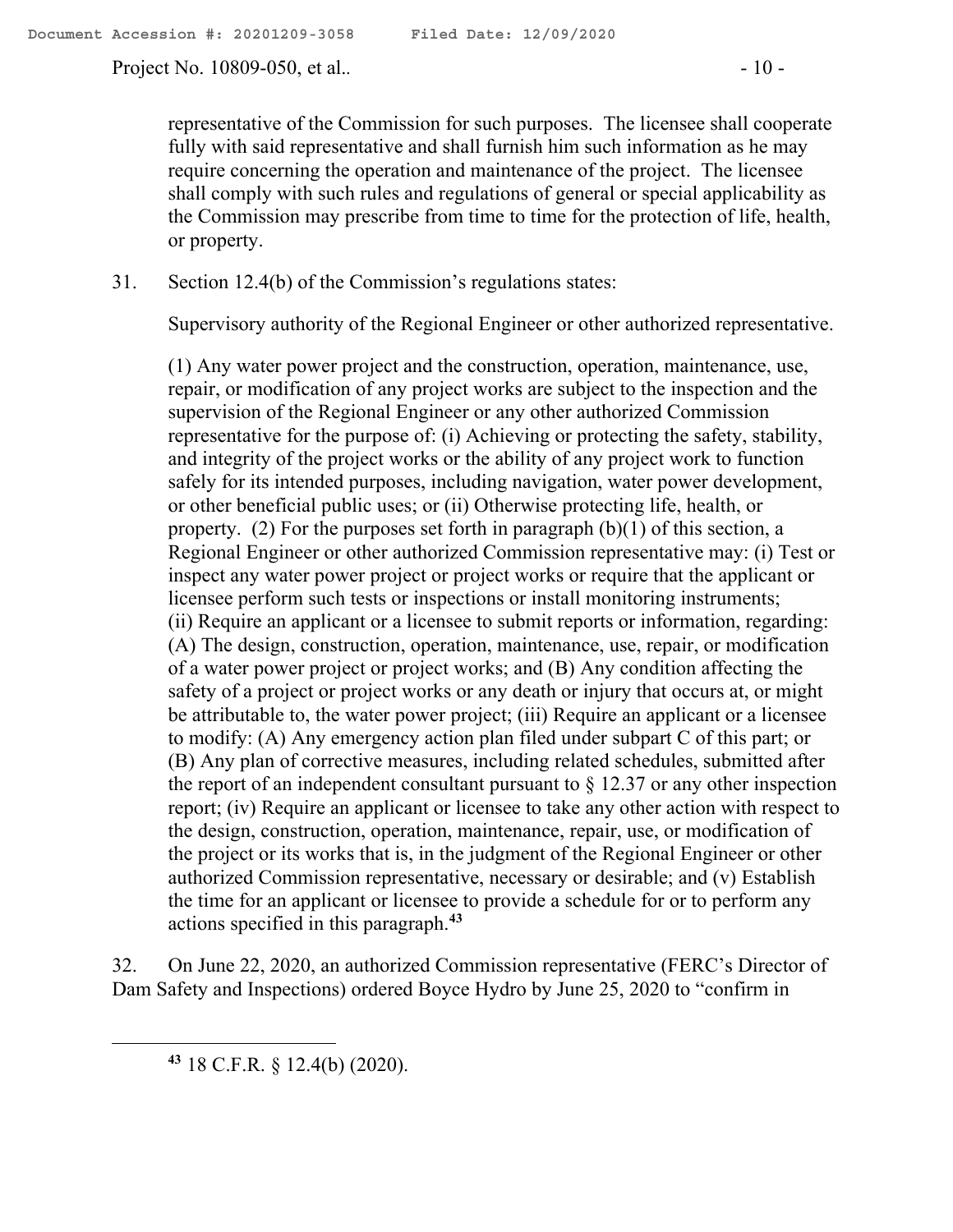representative of the Commission for such purposes. The licensee shall cooperate fully with said representative and shall furnish him such information as he may require concerning the operation and maintenance of the project. The licensee shall comply with such rules and regulations of general or special applicability as the Commission may prescribe from time to time for the protection of life, health, or property.

31. Section 12.4(b) of the Commission's regulations states:

> Supervisory authority of the Regional Engineer or other authorized representative.
>
> (1) Any water power project and the construction, operation, maintenance, use, repair, or modification of any project works are subject to the inspection and the supervision of the Regional Engineer or any other authorized Commission representative for the purpose of: (i) Achieving or protecting the safety, stability, and integrity of the project works or the ability of any project work to function safely for its intended purposes, including navigation, water power development, or other beneficial public uses; or (ii) Otherwise protecting life, health, or property. (2) For the purposes set forth in paragraph (b)(1) of this section, a Regional Engineer or other authorized Commission representative may: (i) Test or inspect any water power project or project works or require that the applicant or licensee perform such tests or inspections or install monitoring instruments; (ii) Require an applicant or a licensee to submit reports or information, regarding: (A) The design, construction, operation, maintenance, use, repair, or modification of a water power project or project works; and (B) Any condition affecting the safety of a project or project works or any death or injury that occurs at, or might be attributable to, the water power project; (iii) Require an applicant or a licensee to modify: (A) Any emergency action plan filed under subpart C of this part; or (B) Any plan of corrective measures, including related schedules, submitted after the report of an independent consultant pursuant to § 12.37 or any other inspection report; (iv) Require an applicant or licensee to take any other action with respect to the design, construction, operation, maintenance, repair, use, or modification of the project or its works that is, in the judgment of the Regional Engineer or other authorized Commission representative, necessary or desirable; and (v) Establish the time for an applicant or licensee to provide a schedule for or to perform any actions specified in this paragraph.[43]

32. On June 22, 2020, an authorized Commission representative (FERC's Director of Dam Safety and Inspections) ordered Boyce Hydro by June 25, 2020 to "confirm in

---

[43] 18 C.F.R. § 12.4(b) (2020).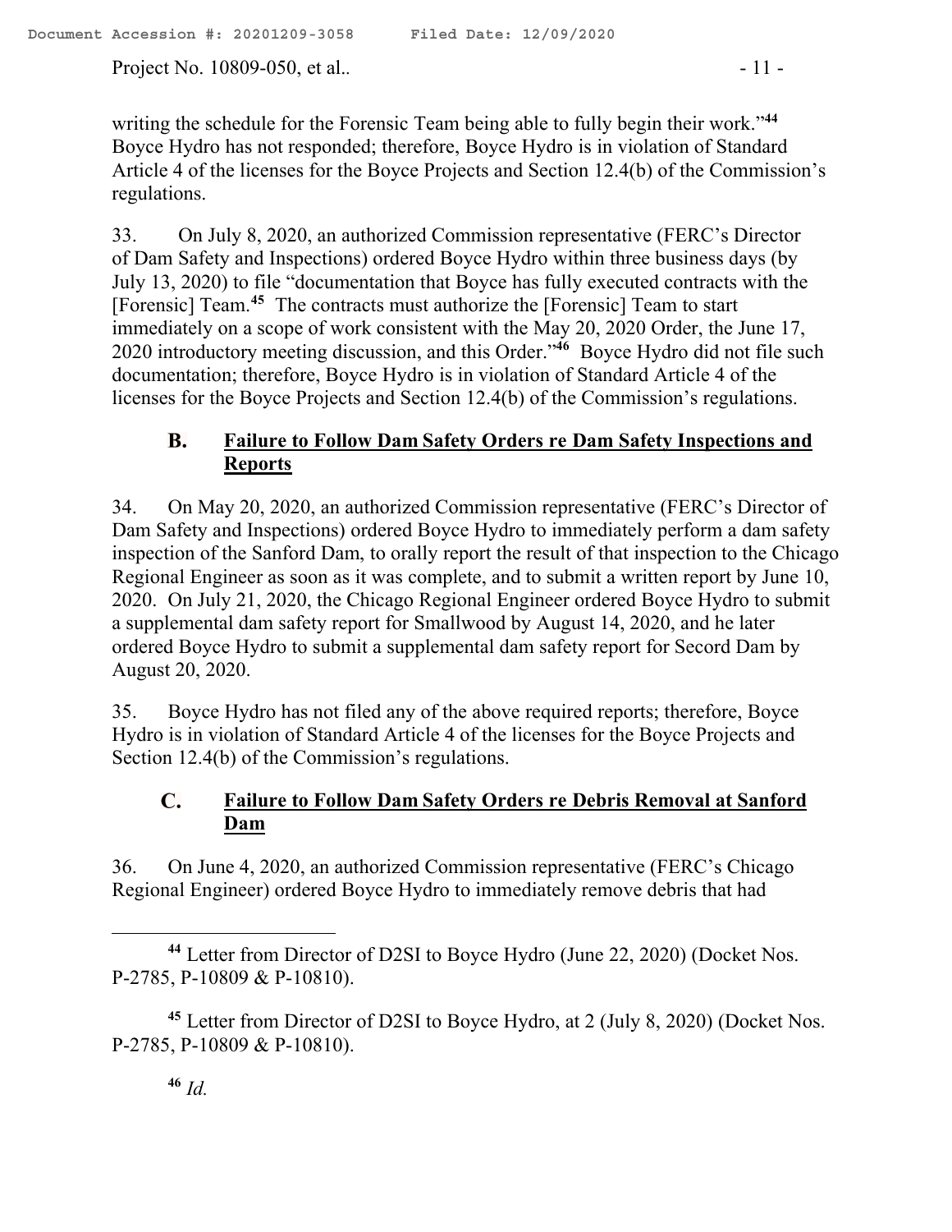writing the schedule for the Forensic Team being able to fully begin their work."[44] Boyce Hydro has not responded; therefore, Boyce Hydro is in violation of Standard Article 4 of the licenses for the Boyce Projects and Section 12.4(b) of the Commission's regulations.

33. On July 8, 2020, an authorized Commission representative (FERC's Director of Dam Safety and Inspections) ordered Boyce Hydro within three business days (by July 13, 2020) to file "documentation that Boyce has fully executed contracts with the [Forensic] Team.[45] The contracts must authorize the [Forensic] Team to start immediately on a scope of work consistent with the May 20, 2020 Order, the June 17, 2020 introductory meeting discussion, and this Order."[46] Boyce Hydro did not file such documentation; therefore, Boyce Hydro is in violation of Standard Article 4 of the licenses for the Boyce Projects and Section 12.4(b) of the Commission's regulations.

### B. Failure to Follow Dam Safety Orders re Dam Safety Inspections and Reports

34. On May 20, 2020, an authorized Commission representative (FERC's Director of Dam Safety and Inspections) ordered Boyce Hydro to immediately perform a dam safety inspection of the Sanford Dam, to orally report the result of that inspection to the Chicago Regional Engineer as soon as it was complete, and to submit a written report by June 10, 2020. On July 21, 2020, the Chicago Regional Engineer ordered Boyce Hydro to submit a supplemental dam safety report for Smallwood by August 14, 2020, and he later ordered Boyce Hydro to submit a supplemental dam safety report for Secord Dam by August 20, 2020.

35. Boyce Hydro has not filed any of the above required reports; therefore, Boyce Hydro is in violation of Standard Article 4 of the licenses for the Boyce Projects and Section 12.4(b) of the Commission's regulations.

### C. Failure to Follow Dam Safety Orders re Debris Removal at Sanford Dam

36. On June 4, 2020, an authorized Commission representative (FERC's Chicago Regional Engineer) ordered Boyce Hydro to immediately remove debris that had

---

[44] Letter from Director of D2SI to Boyce Hydro (June 22, 2020) (Docket Nos. P-2785, P-10809 & P-10810).

[45] Letter from Director of D2SI to Boyce Hydro, at 2 (July 8, 2020) (Docket Nos. P-2785, P-10809 & P-10810).

[46] *Id.*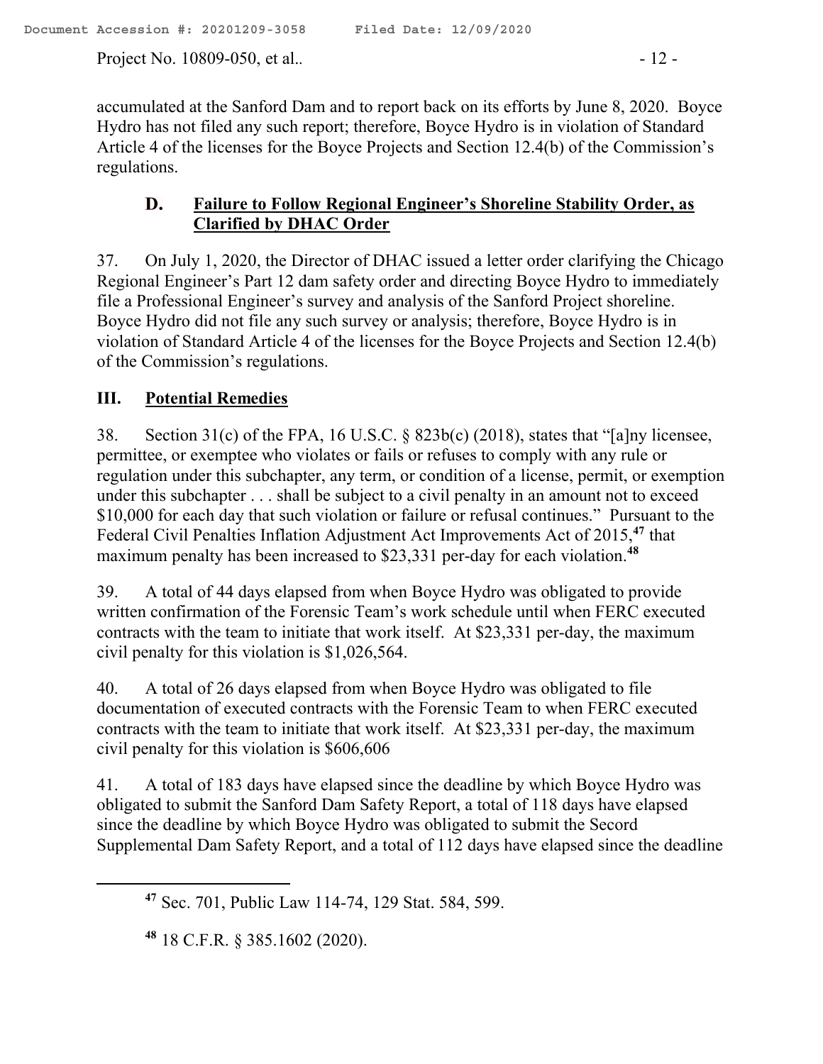accumulated at the Sanford Dam and to report back on its efforts by June 8, 2020. Boyce Hydro has not filed any such report; therefore, Boyce Hydro is in violation of Standard Article 4 of the licenses for the Boyce Projects and Section 12.4(b) of the Commission's regulations.

### D. Failure to Follow Regional Engineer's Shoreline Stability Order, as Clarified by DHAC Order

37. On July 1, 2020, the Director of DHAC issued a letter order clarifying the Chicago Regional Engineer's Part 12 dam safety order and directing Boyce Hydro to immediately file a Professional Engineer's survey and analysis of the Sanford Project shoreline. Boyce Hydro did not file any such survey or analysis; therefore, Boyce Hydro is in violation of Standard Article 4 of the licenses for the Boyce Projects and Section 12.4(b) of the Commission's regulations.

## III. Potential Remedies

38. Section 31(c) of the FPA, 16 U.S.C. § 823b(c) (2018), states that "[a]ny licensee, permittee, or exemptee who violates or fails or refuses to comply with any rule or regulation under this subchapter, any term, or condition of a license, permit, or exemption under this subchapter . . . shall be subject to a civil penalty in an amount not to exceed $10,000 for each day that such violation or failure or refusal continues." Pursuant to the Federal Civil Penalties Inflation Adjustment Act Improvements Act of 2015,[47] that maximum penalty has been increased to $23,331 per-day for each violation.[48]

39. A total of 44 days elapsed from when Boyce Hydro was obligated to provide written confirmation of the Forensic Team's work schedule until when FERC executed contracts with the team to initiate that work itself. At $23,331 per-day, the maximum civil penalty for this violation is $1,026,564.

40. A total of 26 days elapsed from when Boyce Hydro was obligated to file documentation of executed contracts with the Forensic Team to when FERC executed contracts with the team to initiate that work itself. At $23,331 per-day, the maximum civil penalty for this violation is $606,606

41. A total of 183 days have elapsed since the deadline by which Boyce Hydro was obligated to submit the Sanford Dam Safety Report, a total of 118 days have elapsed since the deadline by which Boyce Hydro was obligated to submit the Secord Supplemental Dam Safety Report, and a total of 112 days have elapsed since the deadline

---

[47] Sec. 701, Public Law 114-74, 129 Stat. 584, 599.

[48] 18 C.F.R. § 385.1602 (2020).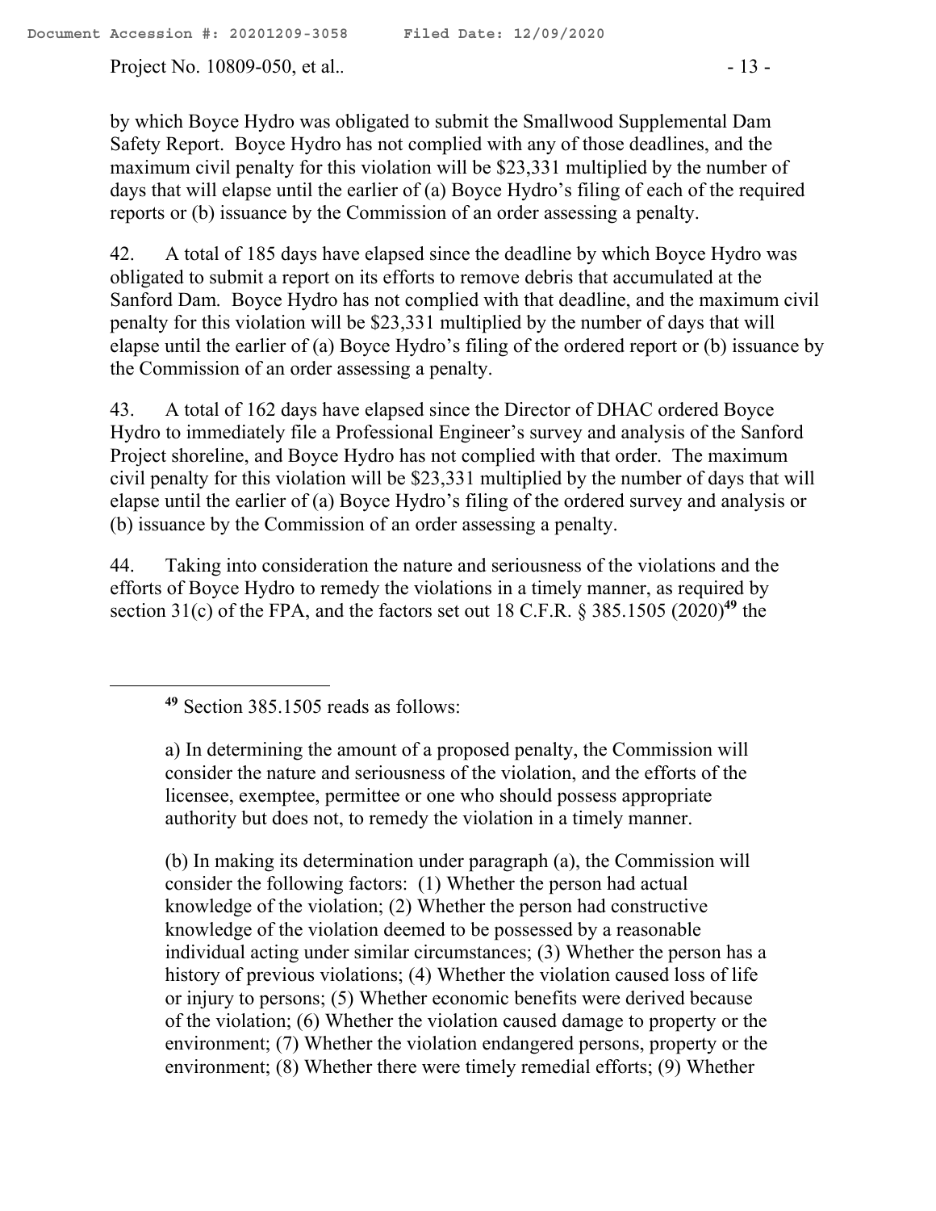by which Boyce Hydro was obligated to submit the Smallwood Supplemental Dam Safety Report. Boyce Hydro has not complied with any of those deadlines, and the maximum civil penalty for this violation will be \$23,331 multiplied by the number of days that will elapse until the earlier of (a) Boyce Hydro's filing of each of the required reports or (b) issuance by the Commission of an order assessing a penalty.

42. A total of 185 days have elapsed since the deadline by which Boyce Hydro was obligated to submit a report on its efforts to remove debris that accumulated at the Sanford Dam. Boyce Hydro has not complied with that deadline, and the maximum civil penalty for this violation will be \$23,331 multiplied by the number of days that will elapse until the earlier of (a) Boyce Hydro's filing of the ordered report or (b) issuance by the Commission of an order assessing a penalty.

43. A total of 162 days have elapsed since the Director of DHAC ordered Boyce Hydro to immediately file a Professional Engineer's survey and analysis of the Sanford Project shoreline, and Boyce Hydro has not complied with that order. The maximum civil penalty for this violation will be \$23,331 multiplied by the number of days that will elapse until the earlier of (a) Boyce Hydro's filing of the ordered survey and analysis or (b) issuance by the Commission of an order assessing a penalty.

44. Taking into consideration the nature and seriousness of the violations and the efforts of Boyce Hydro to remedy the violations in a timely manner, as required by section 31(c) of the FPA, and the factors set out 18 C.F.R. § 385.1505 (2020)[49] the

---

[49] Section 385.1505 reads as follows:

a) In determining the amount of a proposed penalty, the Commission will consider the nature and seriousness of the violation, and the efforts of the licensee, exemptee, permittee or one who should possess appropriate authority but does not, to remedy the violation in a timely manner.

(b) In making its determination under paragraph (a), the Commission will consider the following factors: (1) Whether the person had actual knowledge of the violation; (2) Whether the person had constructive knowledge of the violation deemed to be possessed by a reasonable individual acting under similar circumstances; (3) Whether the person has a history of previous violations; (4) Whether the violation caused loss of life or injury to persons; (5) Whether economic benefits were derived because of the violation; (6) Whether the violation caused damage to property or the environment; (7) Whether the violation endangered persons, property or the environment; (8) Whether there were timely remedial efforts; (9) Whether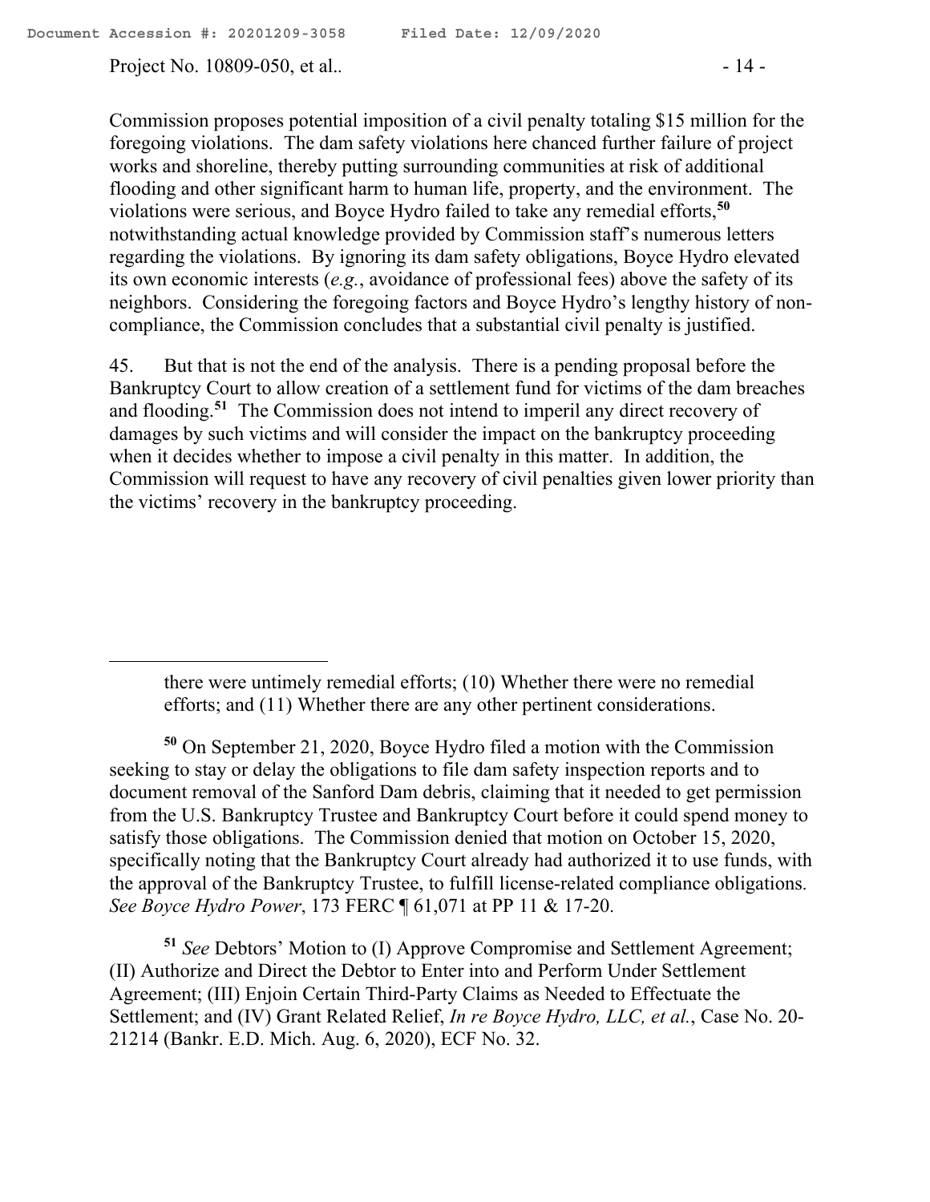Commission proposes potential imposition of a civil penalty totaling $15 million for the foregoing violations. The dam safety violations here chanced further failure of project works and shoreline, thereby putting surrounding communities at risk of additional flooding and other significant harm to human life, property, and the environment. The violations were serious, and Boyce Hydro failed to take any remedial efforts,[50] notwithstanding actual knowledge provided by Commission staff's numerous letters regarding the violations. By ignoring its dam safety obligations, Boyce Hydro elevated its own economic interests (*e.g.*, avoidance of professional fees) above the safety of its neighbors. Considering the foregoing factors and Boyce Hydro's lengthy history of non-compliance, the Commission concludes that a substantial civil penalty is justified.

45. But that is not the end of the analysis. There is a pending proposal before the Bankruptcy Court to allow creation of a settlement fund for victims of the dam breaches and flooding.[51] The Commission does not intend to imperil any direct recovery of damages by such victims and will consider the impact on the bankruptcy proceeding when it decides whether to impose a civil penalty in this matter. In addition, the Commission will request to have any recovery of civil penalties given lower priority than the victims' recovery in the bankruptcy proceeding.

---

there were untimely remedial efforts; (10) Whether there were no remedial efforts; and (11) Whether there are any other pertinent considerations.

[50] On September 21, 2020, Boyce Hydro filed a motion with the Commission seeking to stay or delay the obligations to file dam safety inspection reports and to document removal of the Sanford Dam debris, claiming that it needed to get permission from the U.S. Bankruptcy Trustee and Bankruptcy Court before it could spend money to satisfy those obligations. The Commission denied that motion on October 15, 2020, specifically noting that the Bankruptcy Court already had authorized it to use funds, with the approval of the Bankruptcy Trustee, to fulfill license-related compliance obligations. *See Boyce Hydro Power*, 173 FERC ¶ 61,071 at PP 11 & 17-20.

[51] *See* Debtors' Motion to (I) Approve Compromise and Settlement Agreement; (II) Authorize and Direct the Debtor to Enter into and Perform Under Settlement Agreement; (III) Enjoin Certain Third-Party Claims as Needed to Effectuate the Settlement; and (IV) Grant Related Relief, *In re Boyce Hydro, LLC, et al.*, Case No. 20-21214 (Bankr. E.D. Mich. Aug. 6, 2020), ECF No. 32.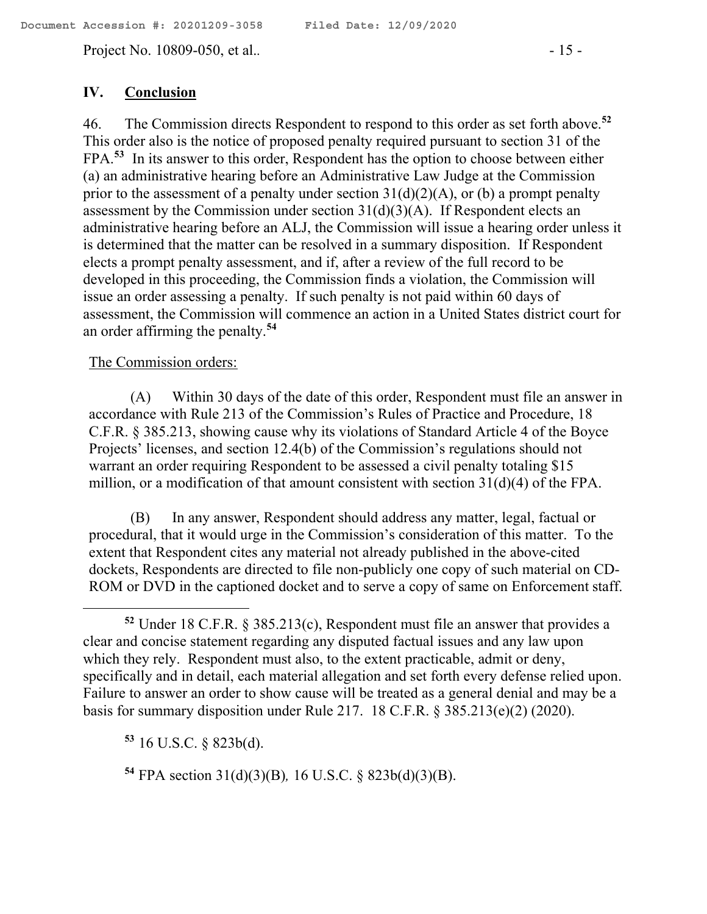## IV. Conclusion

46. The Commission directs Respondent to respond to this order as set forth above.[52] This order also is the notice of proposed penalty required pursuant to section 31 of the FPA.[53] In its answer to this order, Respondent has the option to choose between either (a) an administrative hearing before an Administrative Law Judge at the Commission prior to the assessment of a penalty under section 31(d)(2)(A), or (b) a prompt penalty assessment by the Commission under section 31(d)(3)(A). If Respondent elects an administrative hearing before an ALJ, the Commission will issue a hearing order unless it is determined that the matter can be resolved in a summary disposition. If Respondent elects a prompt penalty assessment, and if, after a review of the full record to be developed in this proceeding, the Commission finds a violation, the Commission will issue an order assessing a penalty. If such penalty is not paid within 60 days of assessment, the Commission will commence an action in a United States district court for an order affirming the penalty.[54]

<u>The Commission orders:</u>

(A) Within 30 days of the date of this order, Respondent must file an answer in accordance with Rule 213 of the Commission's Rules of Practice and Procedure, 18 C.F.R. § 385.213, showing cause why its violations of Standard Article 4 of the Boyce Projects' licenses, and section 12.4(b) of the Commission's regulations should not warrant an order requiring Respondent to be assessed a civil penalty totaling $15 million, or a modification of that amount consistent with section 31(d)(4) of the FPA.

(B) In any answer, Respondent should address any matter, legal, factual or procedural, that it would urge in the Commission's consideration of this matter. To the extent that Respondent cites any material not already published in the above-cited dockets, Respondents are directed to file non-publicly one copy of such material on CD-ROM or DVD in the captioned docket and to serve a copy of same on Enforcement staff.

---

[52] Under 18 C.F.R. § 385.213(c), Respondent must file an answer that provides a clear and concise statement regarding any disputed factual issues and any law upon which they rely. Respondent must also, to the extent practicable, admit or deny, specifically and in detail, each material allegation and set forth every defense relied upon. Failure to answer an order to show cause will be treated as a general denial and may be a basis for summary disposition under Rule 217. 18 C.F.R. § 385.213(e)(2) (2020).

[53] 16 U.S.C. § 823b(d).

[54] FPA section 31(d)(3)(B), 16 U.S.C. § 823b(d)(3)(B).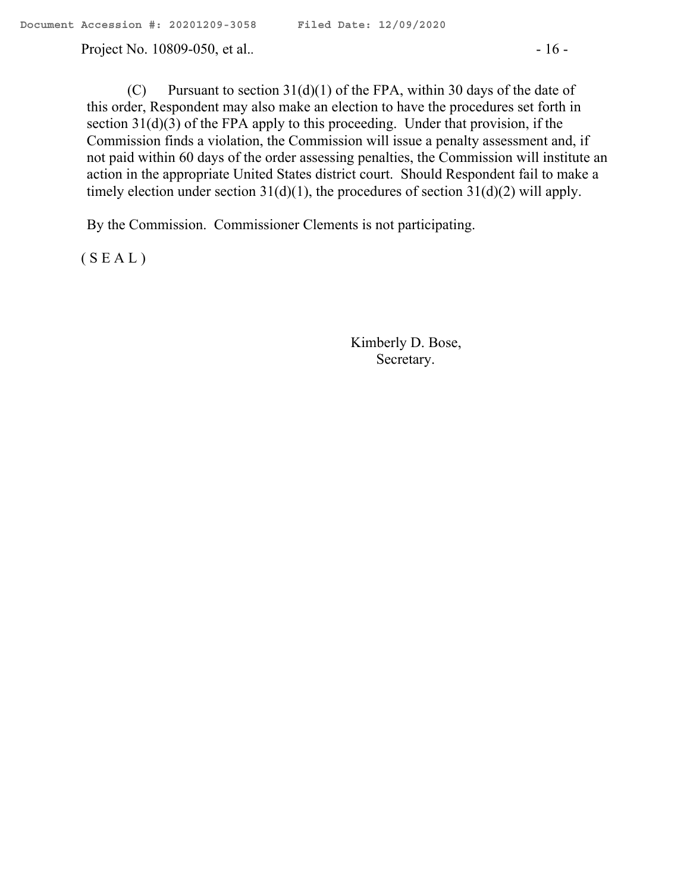(C) Pursuant to section 31(d)(1) of the FPA, within 30 days of the date of this order, Respondent may also make an election to have the procedures set forth in section 31(d)(3) of the FPA apply to this proceeding. Under that provision, if the Commission finds a violation, the Commission will issue a penalty assessment and, if not paid within 60 days of the order assessing penalties, the Commission will institute an action in the appropriate United States district court. Should Respondent fail to make a timely election under section 31(d)(1), the procedures of section 31(d)(2) will apply.

By the Commission. Commissioner Clements is not participating.

( S E A L )

Kimberly D. Bose,
Secretary.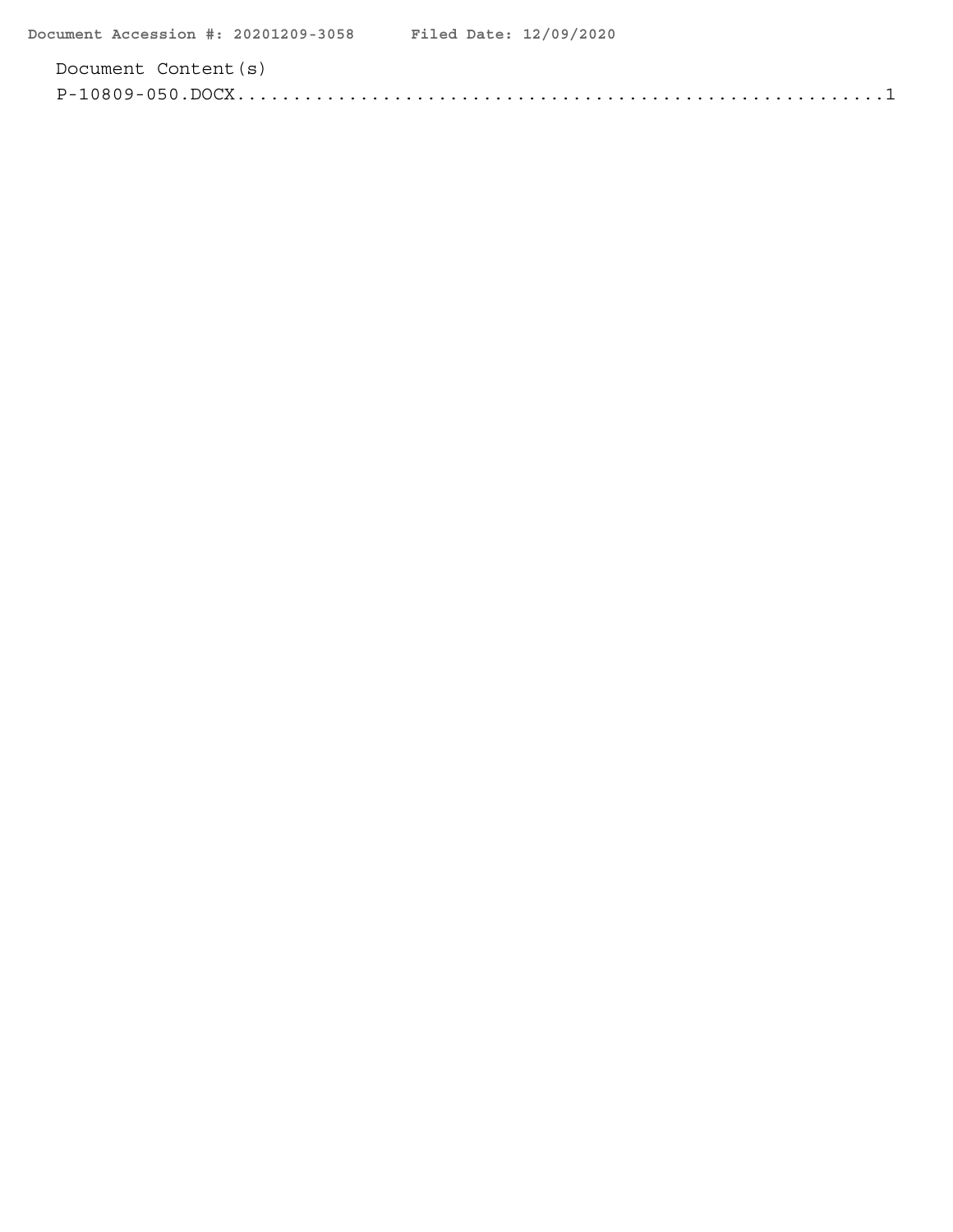Document Accession #: 20201209-3058      Filed Date: 12/09/2020

Document Content(s)

P-10809-050.DOCX.....................................................1